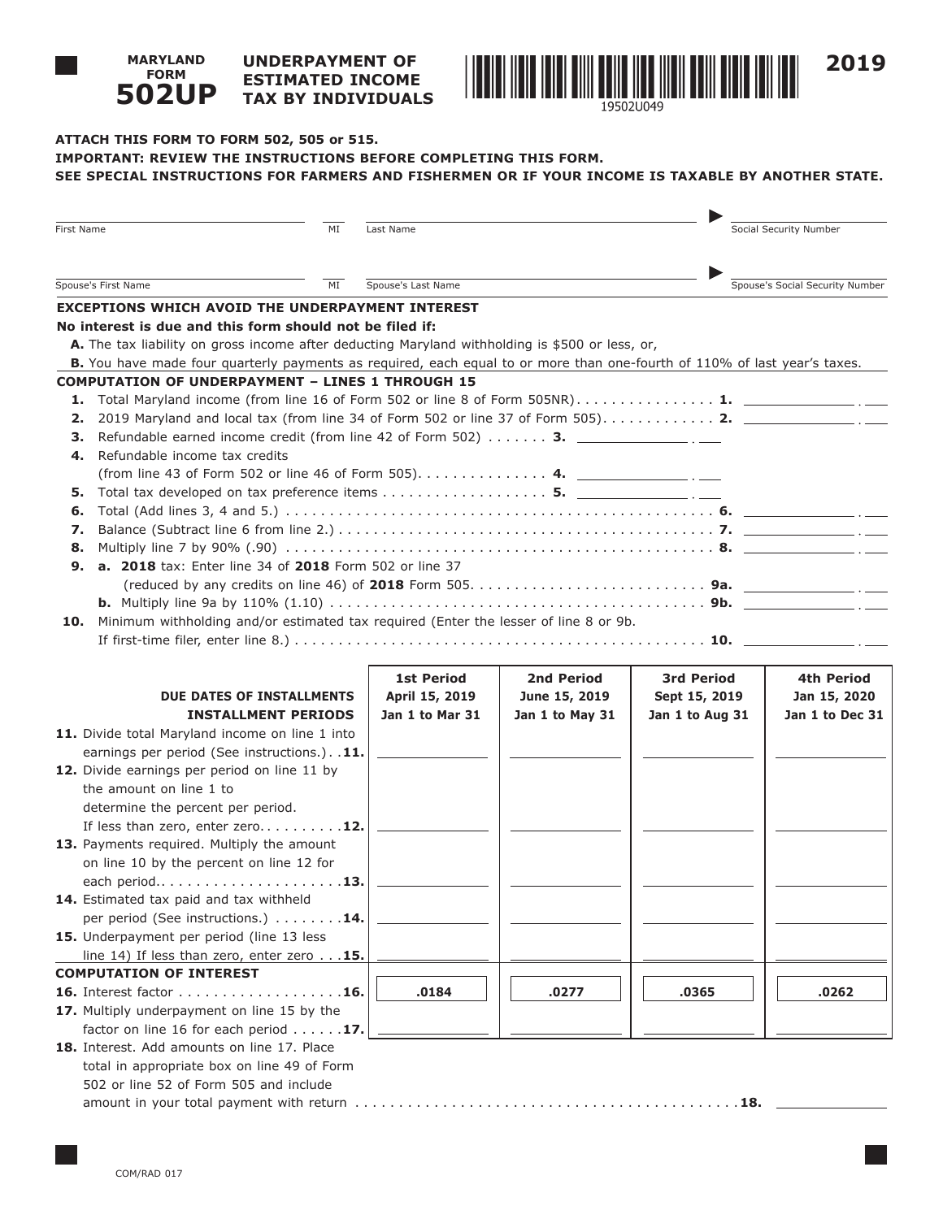# MARYLAND FORM 502UP

## UNDERPAYMENT OF ESTIMATED INCOME TAX BY INDIVIDUALS

19502U049

**2019**

**ATTACH THIS FORM TO FORM 502, 505 or 515.**

**IMPORTANT: REVIEW THE INSTRUCTIONS BEFORE COMPLETING THIS FORM.**

**SEE SPECIAL INSTRUCTIONS FOR FARMERS AND FISHERMEN OR IF YOUR INCOME IS TAXABLE BY ANOTHER STATE.**

First Name ______ MI ______ Last Name ______ Social Security Number ______

Spouse's First Name ______ MI ______ Spouse's Last Name ______ Spouse's Social Security Number ______

**EXCEPTIONS WHICH AVOID THE UNDERPAYMENT INTEREST**

**No interest is due and this form should not be filed if:**

**A.** The tax liability on gross income after deducting Maryland withholding is $500 or less, or,

**B.** You have made four quarterly payments as required, each equal to or more than one-fourth of 110% of last year's taxes.

**COMPUTATION OF UNDERPAYMENT – LINES 1 THROUGH 15**

**1.** Total Maryland income (from line 16 of Form 502 or line 8 of Form 505NR) . . . . . **1.** ______

**2.** 2019 Maryland and local tax (from line 34 of Form 502 or line 37 of Form 505) . . . . . **2.** ______

**3.** Refundable earned income credit (from line 42 of Form 502) . . . . . **3.** ______

**4.** Refundable income tax credits (from line 43 of Form 502 or line 46 of Form 505) . . . . . **4.** ______

**5.** Total tax developed on tax preference items . . . . . **5.** ______

**6.** Total (Add lines 3, 4 and 5.) . . . . . **6.** ______

**7.** Balance (Subtract line 6 from line 2.) . . . . . **7.** ______

**8.** Multiply line 7 by 90% (.90) . . . . . **8.** ______

**9. a. 2018** tax: Enter line 34 of **2018** Form 502 or line 37 (reduced by any credits on line 46) of **2018** Form 505. . . . . . **9a.** ______

**b.** Multiply line 9a by 110% (1.10) . . . . . **9b.** ______

**10.** Minimum withholding and/or estimated tax required (Enter the lesser of line 8 or 9b. If first-time filer, enter line 8.) . . . . . **10.** ______

| DUE DATES OF INSTALLMENTS / INSTALLMENT PERIODS | 1st Period April 15, 2019 Jan 1 to Mar 31 | 2nd Period June 15, 2019 Jan 1 to May 31 | 3rd Period Sept 15, 2019 Jan 1 to Aug 31 | 4th Period Jan 15, 2020 Jan 1 to Dec 31 |
|---|---|---|---|---|
| **11.** Divide total Maryland income on line 1 into earnings per period (See instructions.) . . **11.** | | | | |
| **12.** Divide earnings per period on line 11 by the amount on line 1 to determine the percent per period. If less than zero, enter zero. . . . . **12.** | | | | |
| **13.** Payments required. Multiply the amount on line 10 by the percent on line 12 for each period. . . . . **13.** | | | | |
| **14.** Estimated tax paid and tax withheld per period (See instructions.) . . . . . **14.** | | | | |
| **15.** Underpayment per period (line 13 less line 14) If less than zero, enter zero . . . **15.** | | | | |
| **COMPUTATION OF INTEREST** | | | | |
| **16.** Interest factor . . . . . **16.** | .0184 | .0277 | .0365 | .0262 |
| **17.** Multiply underpayment on line 15 by the factor on line 16 for each period . . . . . **17.** | | | | |

**18.** Interest. Add amounts on line 17. Place total in appropriate box on line 49 of Form 502 or line 52 of Form 505 and include amount in your total payment with return . . . . . **18.** ______

COM/RAD 017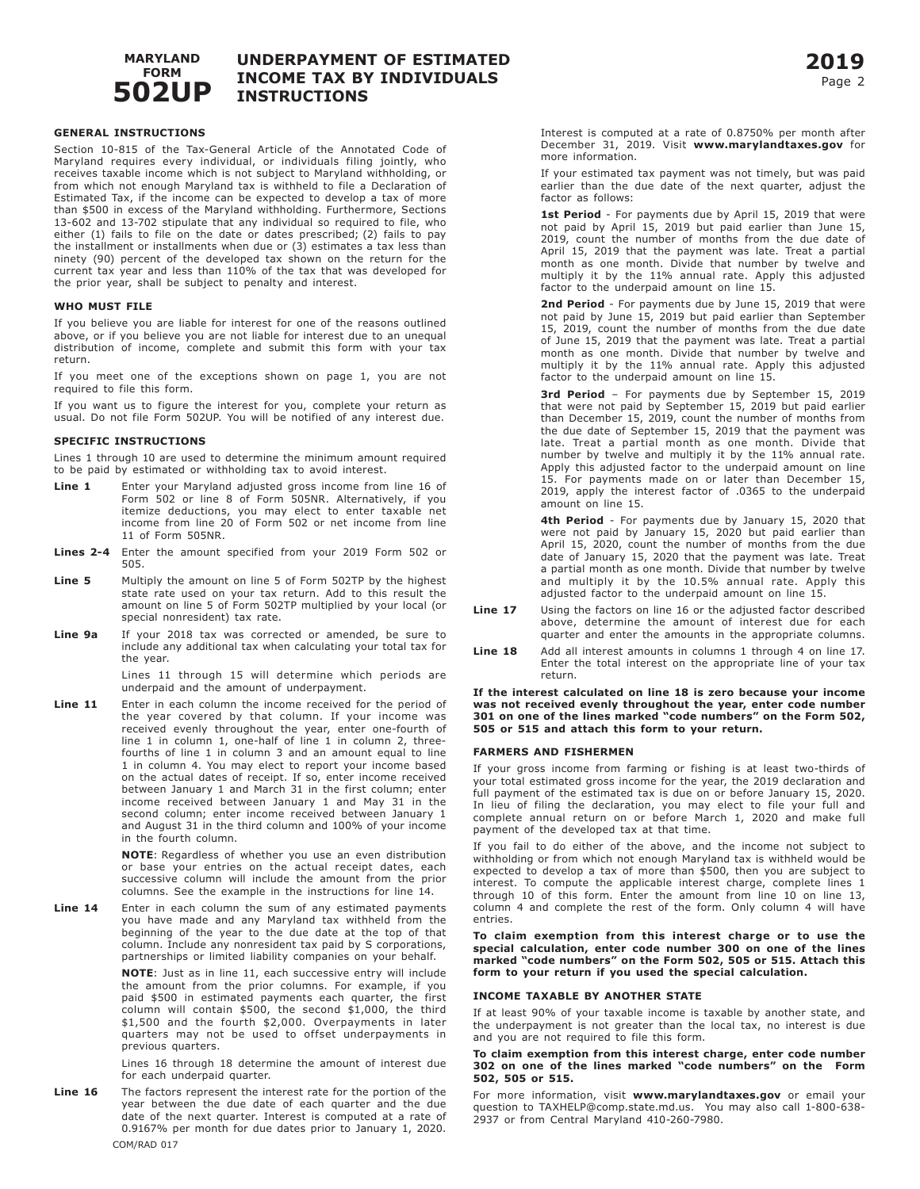# MARYLAND FORM 502UP UNDERPAYMENT OF ESTIMATED INCOME TAX BY INDIVIDUALS INSTRUCTIONS

**2019**

### GENERAL INSTRUCTIONS

Section 10-815 of the Tax-General Article of the Annotated Code of Maryland requires every individual, or individuals filing jointly, who receives taxable income which is not subject to Maryland withholding, or from which not enough Maryland tax is withheld to file a Declaration of Estimated Tax, if the income can be expected to develop a tax of more than $500 in excess of the Maryland withholding. Furthermore, Sections 13-602 and 13-702 stipulate that any individual so required to file, who either (1) fails to file on the date or dates prescribed; (2) fails to pay the installment or installments when due or (3) estimates a tax less than ninety (90) percent of the developed tax shown on the return for the current tax year and less than 110% of the tax that was developed for the prior year, shall be subject to penalty and interest.

### WHO MUST FILE

If you believe you are liable for interest for one of the reasons outlined above, or if you believe you are not liable for interest due to an unequal distribution of income, complete and submit this form with your tax return.

If you meet one of the exceptions shown on page 1, you are not required to file this form.

If you want us to figure the interest for you, complete your return as usual. Do not file Form 502UP. You will be notified of any interest due.

### SPECIFIC INSTRUCTIONS

Lines 1 through 10 are used to determine the minimum amount required to be paid by estimated or withholding tax to avoid interest.

**Line 1** Enter your Maryland adjusted gross income from line 16 of Form 502 or line 8 of Form 505NR. Alternatively, if you itemize deductions, you may elect to enter taxable net income from line 20 of Form 502 or net income from line 11 of Form 505NR.

**Lines 2-4** Enter the amount specified from your 2019 Form 502 or 505.

**Line 5** Multiply the amount on line 5 of Form 502TP by the highest state rate used on your tax return. Add to this result the amount on line 5 of Form 502TP multiplied by your local (or special nonresident) tax rate.

**Line 9a** If your 2018 tax was corrected or amended, be sure to include any additional tax when calculating your total tax for the year.

Lines 11 through 15 will determine which periods are underpaid and the amount of underpayment.

**Line 11** Enter in each column the income received for the period of the year covered by that column. If your income was received evenly throughout the year, enter one-fourth of line 1 in column 1, one-half of line 1 in column 2, three-fourths of line 1 in column 3 and an amount equal to line 1 in column 4. You may elect to report your income based on the actual dates of receipt. If so, enter income received between January 1 and March 31 in the first column; enter income received between January 1 and May 31 in the second column; enter income received between January 1 and August 31 in the third column and 100% of your income in the fourth column.

**NOTE**: Regardless of whether you use an even distribution or base your entries on the actual receipt dates, each successive column will include the amount from the prior columns. See the example in the instructions for line 14.

**Line 14** Enter in each column the sum of any estimated payments you have made and any Maryland tax withheld from the beginning of the year to the due date at the top of that column. Include any nonresident tax paid by S corporations, partnerships or limited liability companies on your behalf.

**NOTE**: Just as in line 11, each successive entry will include the amount from the prior columns. For example, if you paid $500 in estimated payments each quarter, the first column will contain $500, the second $1,000, the third $1,500 and the fourth $2,000. Overpayments in later quarters may not be used to offset underpayments in previous quarters.

Lines 16 through 18 determine the amount of interest due for each underpaid quarter.

**Line 16** The factors represent the interest rate for the portion of the year between the due date of each quarter and the due date of the next quarter. Interest is computed at a rate of 0.9167% per month for due dates prior to January 1, 2020. Interest is computed at a rate of 0.8750% per month after December 31, 2019. Visit **www.marylandtaxes.gov** for more information.

If your estimated tax payment was not timely, but was paid earlier than the due date of the next quarter, adjust the factor as follows:

**1st Period** - For payments due by April 15, 2019 that were not paid by April 15, 2019 but paid earlier than June 15, 2019, count the number of months from the due date of April 15, 2019 that the payment was late. Treat a partial month as one month. Divide that number by twelve and multiply it by the 11% annual rate. Apply this adjusted factor to the underpaid amount on line 15.

**2nd Period** - For payments due by June 15, 2019 that were not paid by June 15, 2019 but paid earlier than September 15, 2019, count the number of months from the due date of June 15, 2019 that the payment was late. Treat a partial month as one month. Divide that number by twelve and multiply it by the 11% annual rate. Apply this adjusted factor to the underpaid amount on line 15.

**3rd Period** – For payments due by September 15, 2019 that were not paid by September 15, 2019 but paid earlier than December 15, 2019, count the number of months from the due date of September 15, 2019 that the payment was late. Treat a partial month as one month. Divide that number by twelve and multiply it by the 11% annual rate. Apply this adjusted factor to the underpaid amount on line 15. For payments made on or later than December 15, 2019, apply the interest factor of .0365 to the underpaid amount on line 15.

**4th Period** - For payments due by January 15, 2020 that were not paid by January 15, 2020 but paid earlier than April 15, 2020, count the number of months from the due date of January 15, 2020 that the payment was late. Treat a partial month as one month. Divide that number by twelve and multiply it by the 10.5% annual rate. Apply this adjusted factor to the underpaid amount on line 15.

**Line 17** Using the factors on line 16 or the adjusted factor described above, determine the amount of interest due for each quarter and enter the amounts in the appropriate columns.

**Line 18** Add all interest amounts in columns 1 through 4 on line 17. Enter the total interest on the appropriate line of your tax return.

**If the interest calculated on line 18 is zero because your income was not received evenly throughout the year, enter code number 301 on one of the lines marked "code numbers" on the Form 502, 505 or 515 and attach this form to your return.**

### FARMERS AND FISHERMEN

If your gross income from farming or fishing is at least two-thirds of your total estimated gross income for the year, the 2019 declaration and full payment of the estimated tax is due on or before January 15, 2020. In lieu of filing the declaration, you may elect to file your full and complete annual return on or before March 1, 2020 and make full payment of the developed tax at that time.

If you fail to do either of the above, and the income not subject to withholding or from which not enough Maryland tax is withheld would be expected to develop a tax of more than $500, then you are subject to interest. To compute the applicable interest charge, complete lines 1 through 10 of this form. Enter the amount from line 10 on line 13, column 4 and complete the rest of the form. Only column 4 will have entries.

**To claim exemption from this interest charge or to use the special calculation, enter code number 300 on one of the lines marked "code numbers" on the Form 502, 505 or 515. Attach this form to your return if you used the special calculation.**

### INCOME TAXABLE BY ANOTHER STATE

If at least 90% of your taxable income is taxable by another state, and the underpayment is not greater than the local tax, no interest is due and you are not required to file this form.

**To claim exemption from this interest charge, enter code number 302 on one of the lines marked "code numbers" on the Form 502, 505 or 515.**

For more information, visit **www.marylandtaxes.gov** or email your question to TAXHELP@comp.state.md.us. You may also call 1-800-638-2937 or from Central Maryland 410-260-7980.

COM/RAD 017